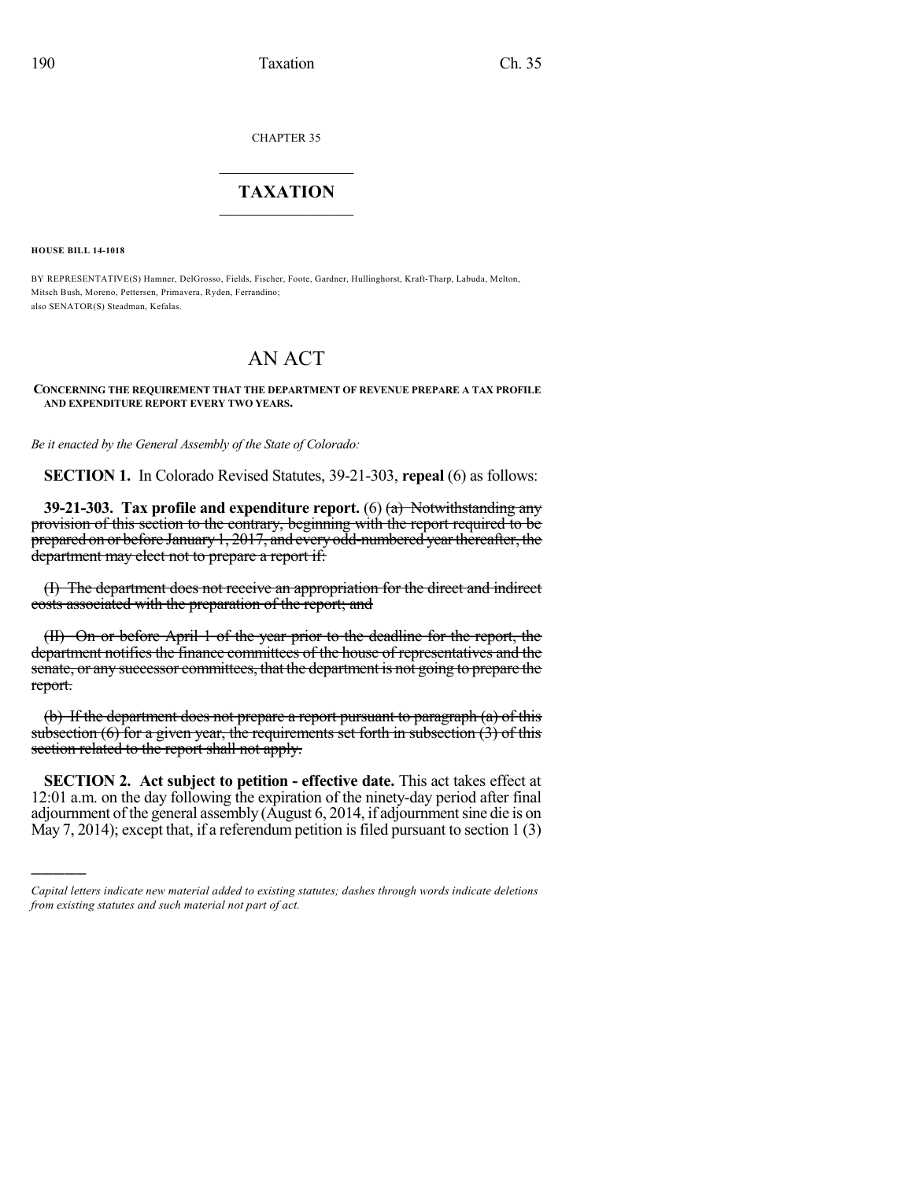CHAPTER 35

# TAXATION

**HOUSE BILL 14-1018**

BY REPRESENTATIVE(S) Hamner, DelGrosso, Fields, Fischer, Foote, Gardner, Hullinghorst, Kraft-Tharp, Labuda, Melton, Mitsch Bush, Moreno, Pettersen, Primavera, Ryden, Ferrandino;
also SENATOR(S) Steadman, Kefalas.

# AN ACT

**CONCERNING THE REQUIREMENT THAT THE DEPARTMENT OF REVENUE PREPARE A TAX PROFILE AND EXPENDITURE REPORT EVERY TWO YEARS.**

*Be it enacted by the General Assembly of the State of Colorado:*

**SECTION 1.** In Colorado Revised Statutes, 39-21-303, **repeal** (6) as follows:

**39-21-303. Tax profile and expenditure report.** (6) ~~(a) Notwithstanding any provision of this section to the contrary, beginning with the report required to be prepared on or before January 1, 2017, and every odd-numbered year thereafter, the department may elect not to prepare a report if:~~

~~(I) The department does not receive an appropriation for the direct and indirect costs associated with the preparation of the report; and~~

~~(II) On or before April 1 of the year prior to the deadline for the report, the department notifies the finance committees of the house of representatives and the senate, or any successor committees, that the department is not going to prepare the report.~~

~~(b) If the department does not prepare a report pursuant to paragraph (a) of this subsection (6) for a given year, the requirements set forth in subsection (3) of this section related to the report shall not apply.~~

**SECTION 2. Act subject to petition - effective date.** This act takes effect at 12:01 a.m. on the day following the expiration of the ninety-day period after final adjournment of the general assembly (August 6, 2014, if adjournment sine die is on May 7, 2014); except that, if a referendum petition is filed pursuant to section 1 (3)

---

*Capital letters indicate new material added to existing statutes; dashes through words indicate deletions from existing statutes and such material not part of act.*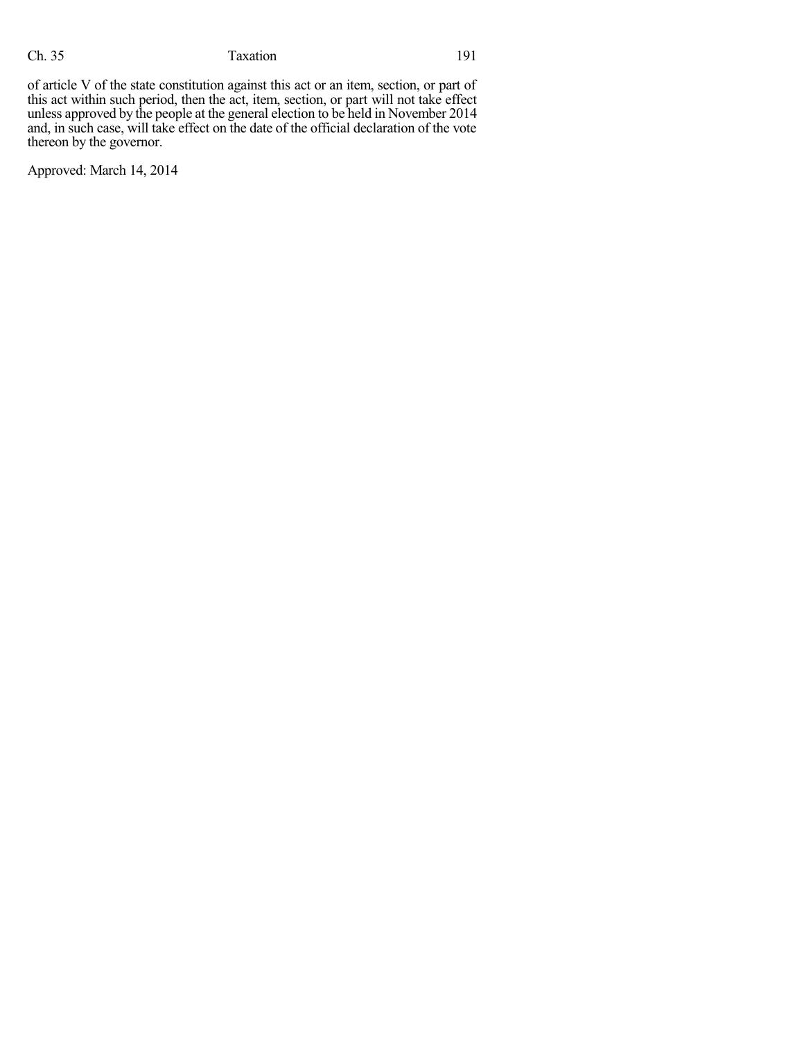of article V of the state constitution against this act or an item, section, or part of this act within such period, then the act, item, section, or part will not take effect unless approved by the people at the general election to be held in November 2014 and, in such case, will take effect on the date of the official declaration of the vote thereon by the governor.

Approved: March 14, 2014